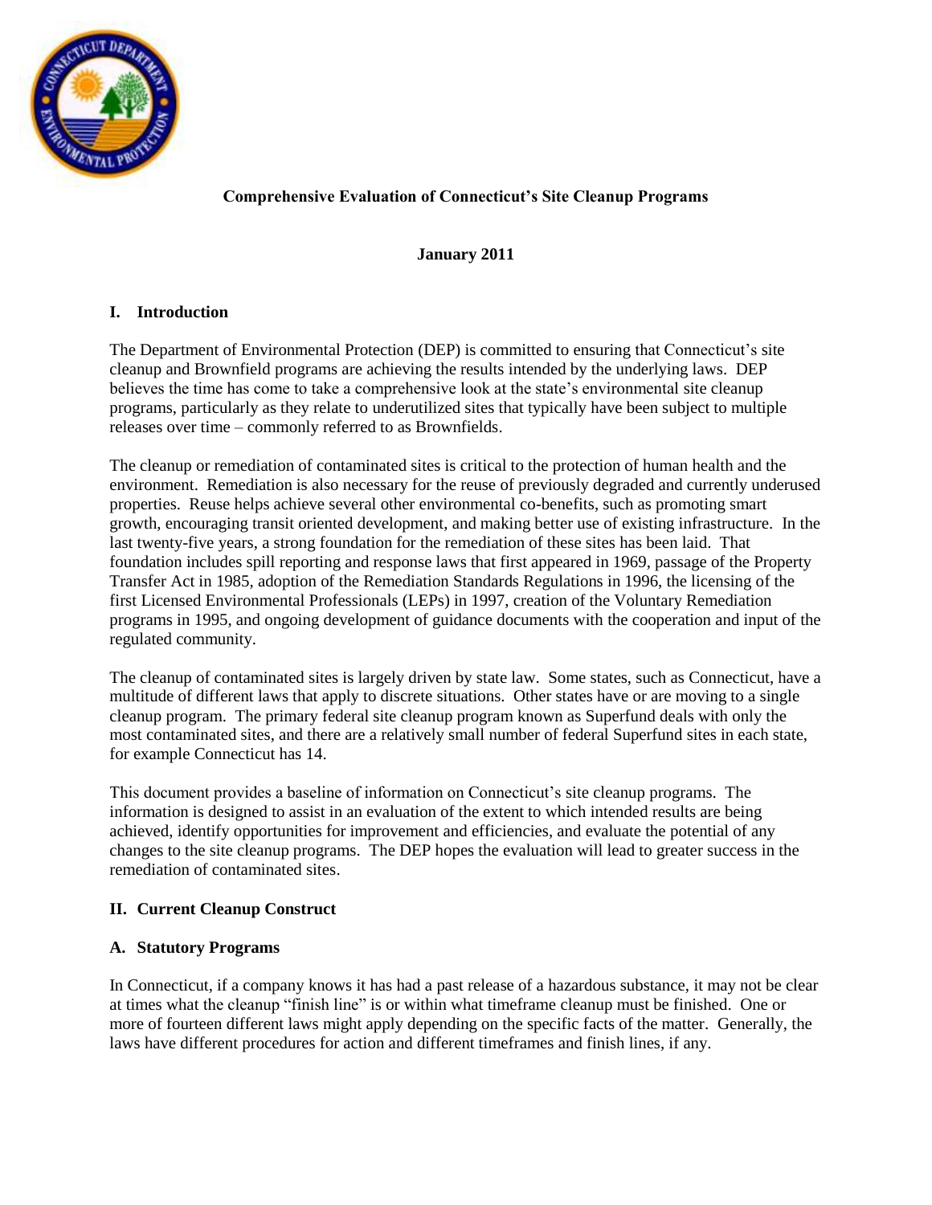**Comprehensive Evaluation of Connecticut's Site Cleanup Programs**

**January 2011**

## I. Introduction

The Department of Environmental Protection (DEP) is committed to ensuring that Connecticut's site cleanup and Brownfield programs are achieving the results intended by the underlying laws. DEP believes the time has come to take a comprehensive look at the state's environmental site cleanup programs, particularly as they relate to underutilized sites that typically have been subject to multiple releases over time – commonly referred to as Brownfields.

The cleanup or remediation of contaminated sites is critical to the protection of human health and the environment. Remediation is also necessary for the reuse of previously degraded and currently underused properties. Reuse helps achieve several other environmental co-benefits, such as promoting smart growth, encouraging transit oriented development, and making better use of existing infrastructure. In the last twenty-five years, a strong foundation for the remediation of these sites has been laid. That foundation includes spill reporting and response laws that first appeared in 1969, passage of the Property Transfer Act in 1985, adoption of the Remediation Standards Regulations in 1996, the licensing of the first Licensed Environmental Professionals (LEPs) in 1997, creation of the Voluntary Remediation programs in 1995, and ongoing development of guidance documents with the cooperation and input of the regulated community.

The cleanup of contaminated sites is largely driven by state law. Some states, such as Connecticut, have a multitude of different laws that apply to discrete situations. Other states have or are moving to a single cleanup program. The primary federal site cleanup program known as Superfund deals with only the most contaminated sites, and there are a relatively small number of federal Superfund sites in each state, for example Connecticut has 14.

This document provides a baseline of information on Connecticut's site cleanup programs. The information is designed to assist in an evaluation of the extent to which intended results are being achieved, identify opportunities for improvement and efficiencies, and evaluate the potential of any changes to the site cleanup programs. The DEP hopes the evaluation will lead to greater success in the remediation of contaminated sites.

## II. Current Cleanup Construct

### A. Statutory Programs

In Connecticut, if a company knows it has had a past release of a hazardous substance, it may not be clear at times what the cleanup "finish line" is or within what timeframe cleanup must be finished. One or more of fourteen different laws might apply depending on the specific facts of the matter. Generally, the laws have different procedures for action and different timeframes and finish lines, if any.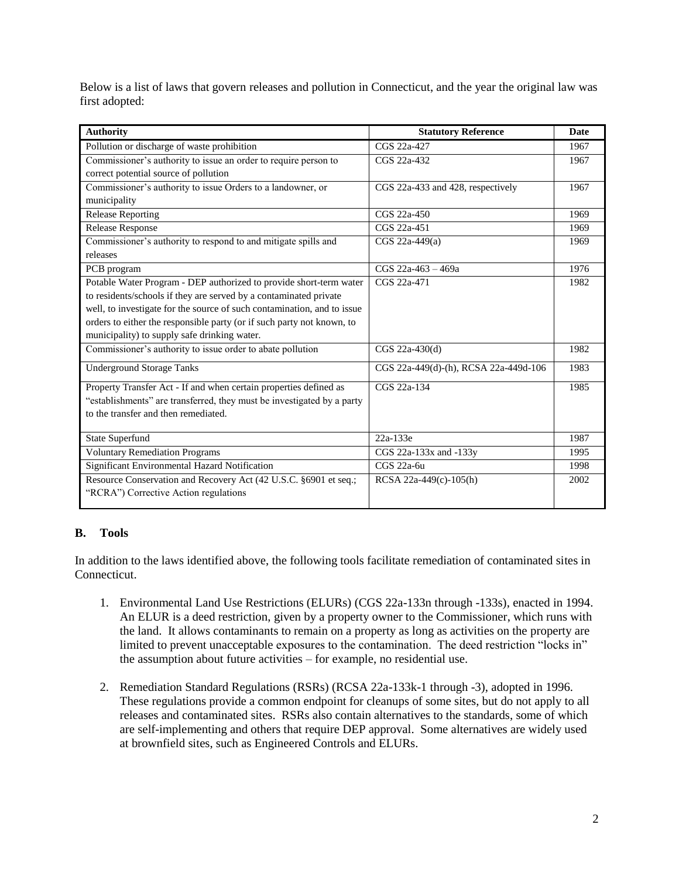Below is a list of laws that govern releases and pollution in Connecticut, and the year the original law was first adopted:

| Authority | Statutory Reference | Date |
|---|---|---|
| Pollution or discharge of waste prohibition | CGS 22a-427 | 1967 |
| Commissioner's authority to issue an order to require person to correct potential source of pollution | CGS 22a-432 | 1967 |
| Commissioner's authority to issue Orders to a landowner, or municipality | CGS 22a-433 and 428, respectively | 1967 |
| Release Reporting | CGS 22a-450 | 1969 |
| Release Response | CGS 22a-451 | 1969 |
| Commissioner's authority to respond to and mitigate spills and releases | CGS 22a-449(a) | 1969 |
| PCB program | CGS 22a-463 – 469a | 1976 |
| Potable Water Program - DEP authorized to provide short-term water to residents/schools if they are served by a contaminated private well, to investigate for the source of such contamination, and to issue orders to either the responsible party (or if such party not known, to municipality) to supply safe drinking water. | CGS 22a-471 | 1982 |
| Commissioner's authority to issue order to abate pollution | CGS 22a-430(d) | 1982 |
| Underground Storage Tanks | CGS 22a-449(d)-(h), RCSA 22a-449d-106 | 1983 |
| Property Transfer Act - If and when certain properties defined as "establishments" are transferred, they must be investigated by a party to the transfer and then remediated. | CGS 22a-134 | 1985 |
| State Superfund | 22a-133e | 1987 |
| Voluntary Remediation Programs | CGS 22a-133x and -133y | 1995 |
| Significant Environmental Hazard Notification | CGS 22a-6u | 1998 |
| Resource Conservation and Recovery Act (42 U.S.C. §6901 et seq.; "RCRA") Corrective Action regulations | RCSA 22a-449(c)-105(h) | 2002 |

## B. Tools

In addition to the laws identified above, the following tools facilitate remediation of contaminated sites in Connecticut.

1. Environmental Land Use Restrictions (ELURs) (CGS 22a-133n through -133s), enacted in 1994. An ELUR is a deed restriction, given by a property owner to the Commissioner, which runs with the land. It allows contaminants to remain on a property as long as activities on the property are limited to prevent unacceptable exposures to the contamination. The deed restriction "locks in" the assumption about future activities – for example, no residential use.

2. Remediation Standard Regulations (RSRs) (RCSA 22a-133k-1 through -3), adopted in 1996. These regulations provide a common endpoint for cleanups of some sites, but do not apply to all releases and contaminated sites. RSRs also contain alternatives to the standards, some of which are self-implementing and others that require DEP approval. Some alternatives are widely used at brownfield sites, such as Engineered Controls and ELURs.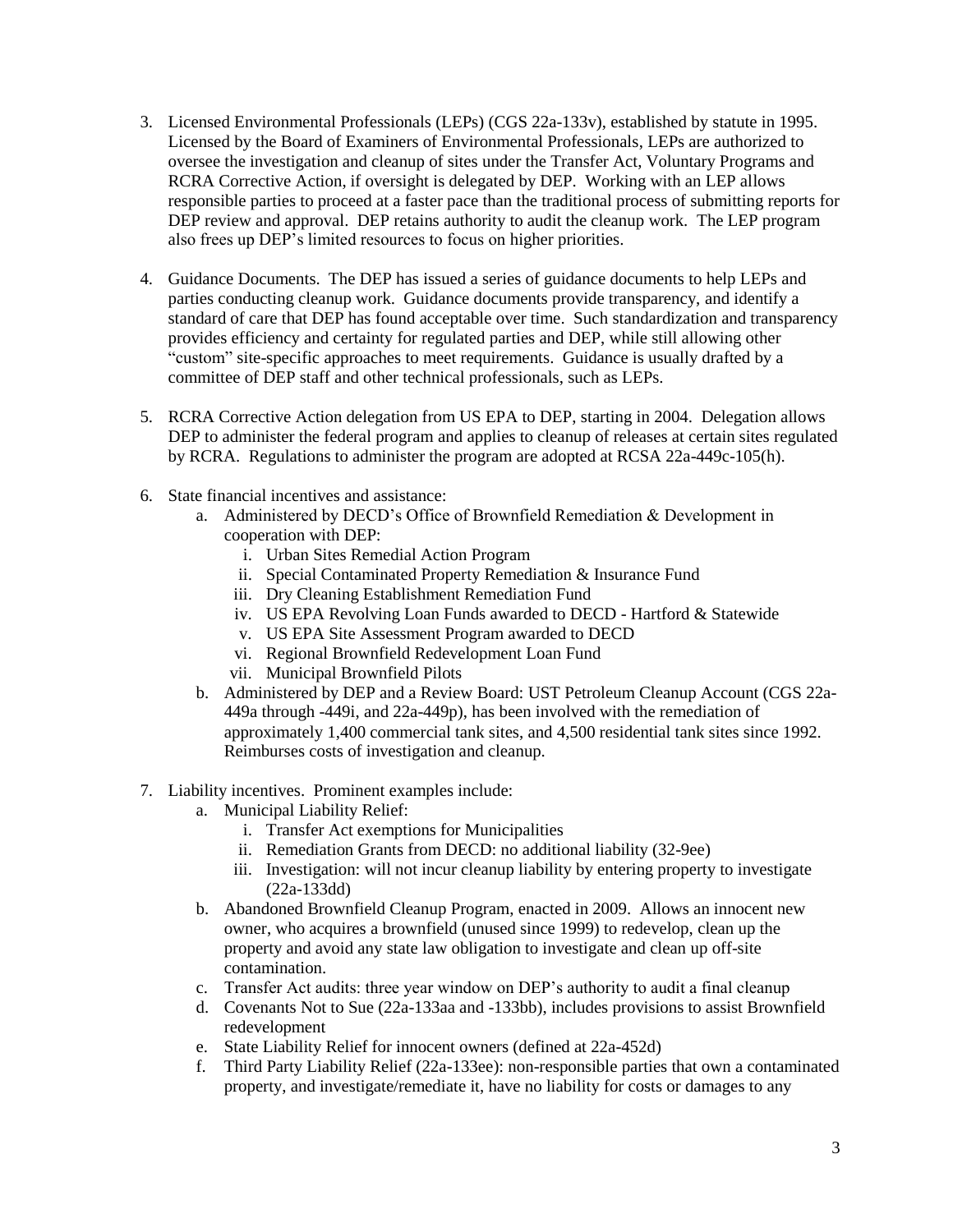3. Licensed Environmental Professionals (LEPs) (CGS 22a-133v), established by statute in 1995. Licensed by the Board of Examiners of Environmental Professionals, LEPs are authorized to oversee the investigation and cleanup of sites under the Transfer Act, Voluntary Programs and RCRA Corrective Action, if oversight is delegated by DEP. Working with an LEP allows responsible parties to proceed at a faster pace than the traditional process of submitting reports for DEP review and approval. DEP retains authority to audit the cleanup work. The LEP program also frees up DEP's limited resources to focus on higher priorities.

4. Guidance Documents. The DEP has issued a series of guidance documents to help LEPs and parties conducting cleanup work. Guidance documents provide transparency, and identify a standard of care that DEP has found acceptable over time. Such standardization and transparency provides efficiency and certainty for regulated parties and DEP, while still allowing other "custom" site-specific approaches to meet requirements. Guidance is usually drafted by a committee of DEP staff and other technical professionals, such as LEPs.

5. RCRA Corrective Action delegation from US EPA to DEP, starting in 2004. Delegation allows DEP to administer the federal program and applies to cleanup of releases at certain sites regulated by RCRA. Regulations to administer the program are adopted at RCSA 22a-449c-105(h).

6. State financial incentives and assistance:
   a. Administered by DECD's Office of Brownfield Remediation & Development in cooperation with DEP:
      i. Urban Sites Remedial Action Program
      ii. Special Contaminated Property Remediation & Insurance Fund
      iii. Dry Cleaning Establishment Remediation Fund
      iv. US EPA Revolving Loan Funds awarded to DECD - Hartford & Statewide
      v. US EPA Site Assessment Program awarded to DECD
      vi. Regional Brownfield Redevelopment Loan Fund
      vii. Municipal Brownfield Pilots
   b. Administered by DEP and a Review Board: UST Petroleum Cleanup Account (CGS 22a-449a through -449i, and 22a-449p), has been involved with the remediation of approximately 1,400 commercial tank sites, and 4,500 residential tank sites since 1992. Reimburses costs of investigation and cleanup.

7. Liability incentives. Prominent examples include:
   a. Municipal Liability Relief:
      i. Transfer Act exemptions for Municipalities
      ii. Remediation Grants from DECD: no additional liability (32-9ee)
      iii. Investigation: will not incur cleanup liability by entering property to investigate (22a-133dd)
   b. Abandoned Brownfield Cleanup Program, enacted in 2009. Allows an innocent new owner, who acquires a brownfield (unused since 1999) to redevelop, clean up the property and avoid any state law obligation to investigate and clean up off-site contamination.
   c. Transfer Act audits: three year window on DEP's authority to audit a final cleanup
   d. Covenants Not to Sue (22a-133aa and -133bb), includes provisions to assist Brownfield redevelopment
   e. State Liability Relief for innocent owners (defined at 22a-452d)
   f. Third Party Liability Relief (22a-133ee): non-responsible parties that own a contaminated property, and investigate/remediate it, have no liability for costs or damages to any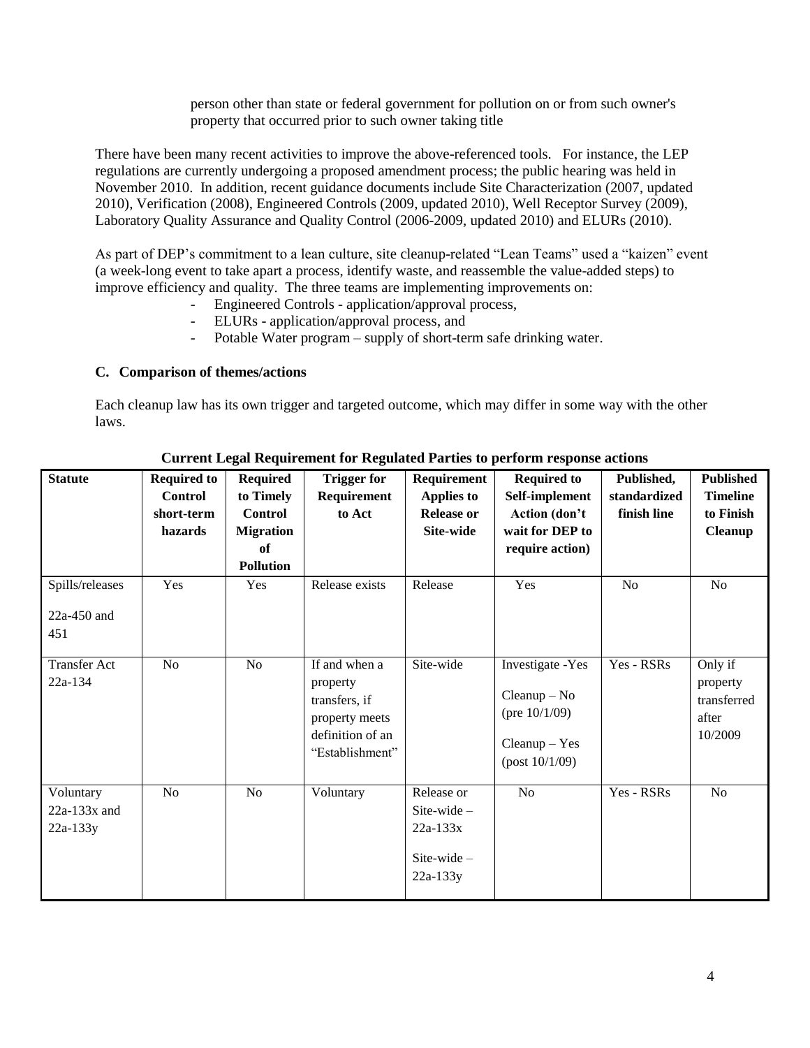person other than state or federal government for pollution on or from such owner's property that occurred prior to such owner taking title

There have been many recent activities to improve the above-referenced tools. For instance, the LEP regulations are currently undergoing a proposed amendment process; the public hearing was held in November 2010. In addition, recent guidance documents include Site Characterization (2007, updated 2010), Verification (2008), Engineered Controls (2009, updated 2010), Well Receptor Survey (2009), Laboratory Quality Assurance and Quality Control (2006-2009, updated 2010) and ELURs (2010).

As part of DEP's commitment to a lean culture, site cleanup-related "Lean Teams" used a "kaizen" event (a week-long event to take apart a process, identify waste, and reassemble the value-added steps) to improve efficiency and quality. The three teams are implementing improvements on:

- Engineered Controls - application/approval process,
- ELURs - application/approval process, and
- Potable Water program – supply of short-term safe drinking water.

### C. Comparison of themes/actions

Each cleanup law has its own trigger and targeted outcome, which may differ in some way with the other laws.

**Current Legal Requirement for Regulated Parties to perform response actions**

| Statute | Required to Control short-term hazards | Required to Timely Control Migration of Pollution | Trigger for Requirement to Act | Requirement Applies to Release or Site-wide | Required to Self-implement Action (don't wait for DEP to require action) | Published, standardized finish line | Published Timeline to Finish Cleanup |
|---|---|---|---|---|---|---|---|
| Spills/releases 22a-450 and 451 | Yes | Yes | Release exists | Release | Yes | No | No |
| Transfer Act 22a-134 | No | No | If and when a property transfers, if property meets definition of an "Establishment" | Site-wide | Investigate -Yes<br>Cleanup – No (pre 10/1/09)<br>Cleanup – Yes (post 10/1/09) | Yes - RSRs | Only if property transferred after 10/2009 |
| Voluntary 22a-133x and 22a-133y | No | No | Voluntary | Release or Site-wide – 22a-133x<br>Site-wide – 22a-133y | No | Yes - RSRs | No |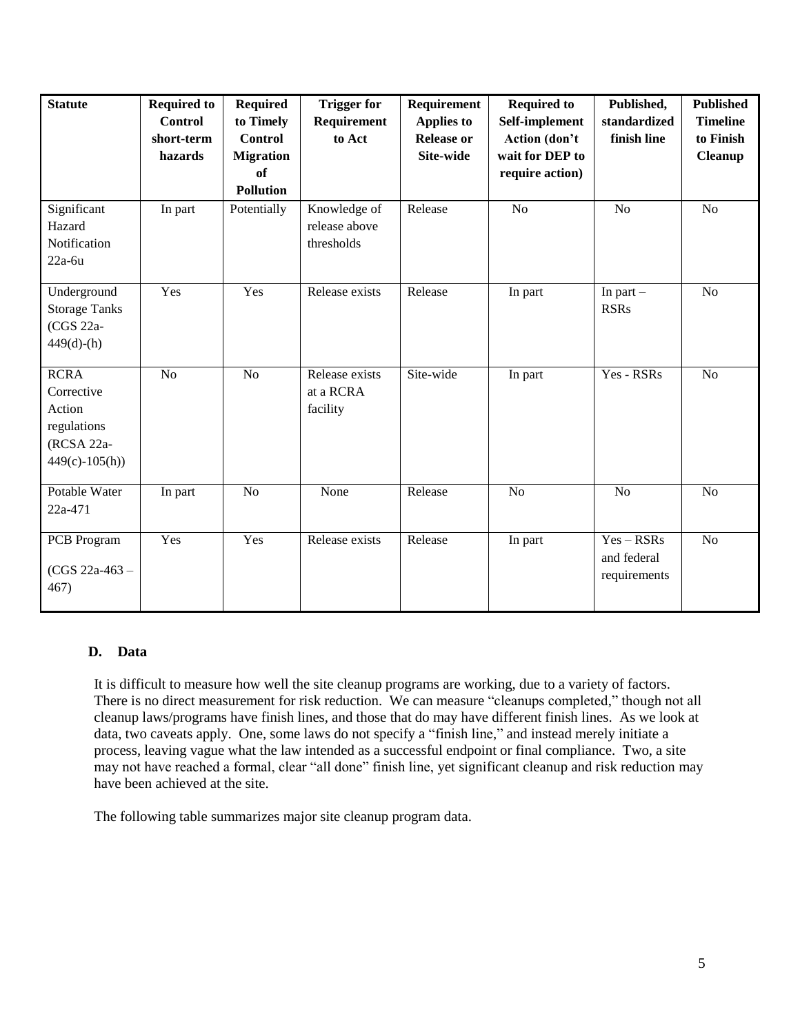| Statute | Required to Control short-term hazards | Required to Timely Control Migration of Pollution | Trigger for Requirement to Act | Requirement Applies to Release or Site-wide | Required to Self-implement Action (don't wait for DEP to require action) | Published, standardized finish line | Published Timeline to Finish Cleanup |
|---|---|---|---|---|---|---|---|
| Significant Hazard Notification 22a-6u | In part | Potentially | Knowledge of release above thresholds | Release | No | No | No |
| Underground Storage Tanks (CGS 22a-449(d)-(h) | Yes | Yes | Release exists | Release | In part | In part – RSRs | No |
| RCRA Corrective Action regulations (RCSA 22a-449(c)-105(h)) | No | No | Release exists at a RCRA facility | Site-wide | In part | Yes - RSRs | No |
| Potable Water 22a-471 | In part | No | None | Release | No | No | No |
| PCB Program (CGS 22a-463 – 467) | Yes | Yes | Release exists | Release | In part | Yes – RSRs and federal requirements | No |

### D. Data

It is difficult to measure how well the site cleanup programs are working, due to a variety of factors. There is no direct measurement for risk reduction. We can measure "cleanups completed," though not all cleanup laws/programs have finish lines, and those that do may have different finish lines. As we look at data, two caveats apply. One, some laws do not specify a "finish line," and instead merely initiate a process, leaving vague what the law intended as a successful endpoint or final compliance. Two, a site may not have reached a formal, clear "all done" finish line, yet significant cleanup and risk reduction may have been achieved at the site.

The following table summarizes major site cleanup program data.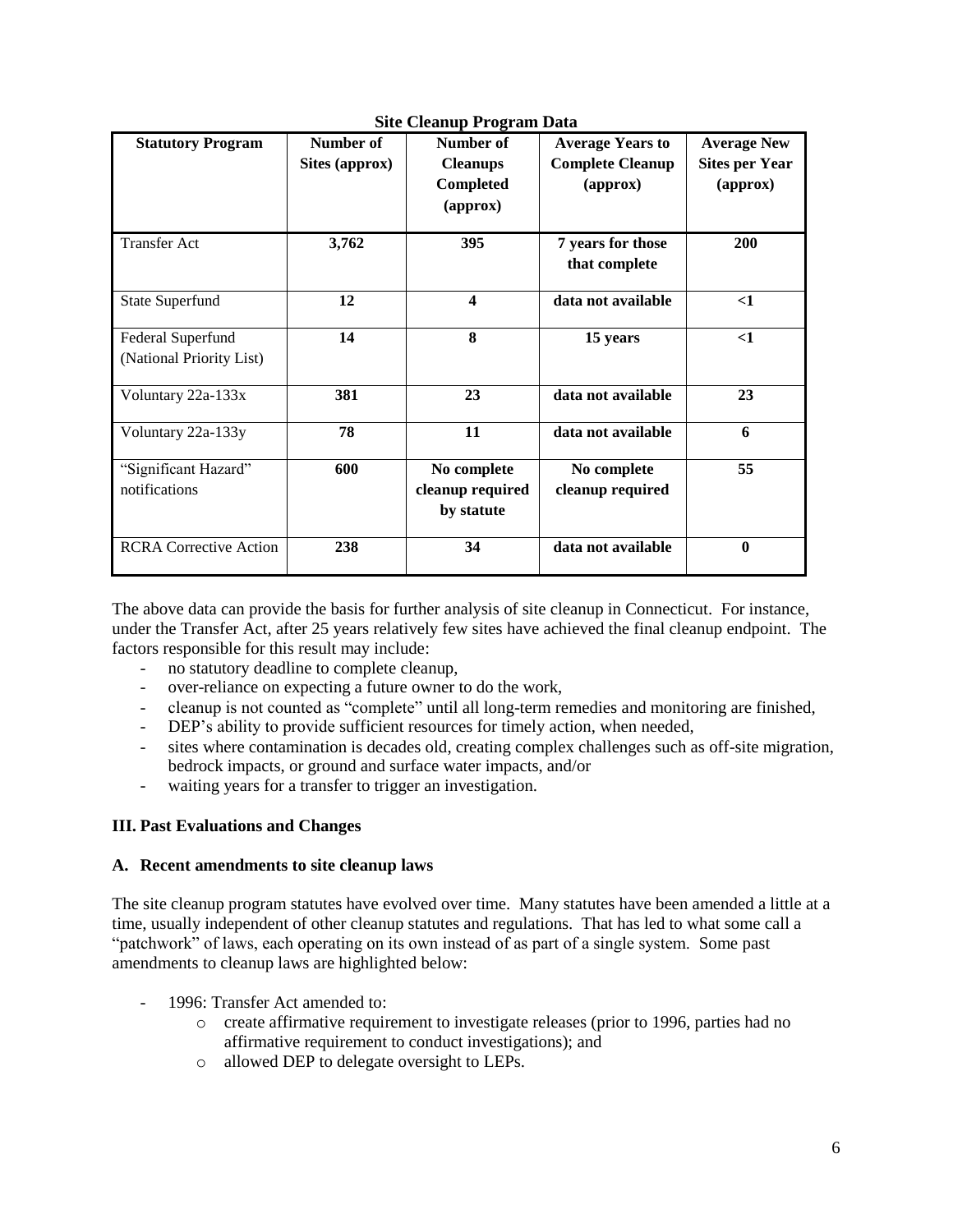**Site Cleanup Program Data**

| Statutory Program | Number of Sites (approx) | Number of Cleanups Completed (approx) | Average Years to Complete Cleanup (approx) | Average New Sites per Year (approx) |
|---|---|---|---|---|
| Transfer Act | **3,762** | **395** | **7 years for those that complete** | **200** |
| State Superfund | **12** | **4** | **data not available** | **<1** |
| Federal Superfund (National Priority List) | **14** | **8** | **15 years** | **<1** |
| Voluntary 22a-133x | **381** | **23** | **data not available** | **23** |
| Voluntary 22a-133y | **78** | **11** | **data not available** | **6** |
| "Significant Hazard" notifications | **600** | **No complete cleanup required by statute** | **No complete cleanup required** | **55** |
| RCRA Corrective Action | **238** | **34** | **data not available** | **0** |

The above data can provide the basis for further analysis of site cleanup in Connecticut. For instance, under the Transfer Act, after 25 years relatively few sites have achieved the final cleanup endpoint. The factors responsible for this result may include:

- no statutory deadline to complete cleanup,
- over-reliance on expecting a future owner to do the work,
- cleanup is not counted as "complete" until all long-term remedies and monitoring are finished,
- DEP's ability to provide sufficient resources for timely action, when needed,
- sites where contamination is decades old, creating complex challenges such as off-site migration, bedrock impacts, or ground and surface water impacts, and/or
- waiting years for a transfer to trigger an investigation.

## III. Past Evaluations and Changes

### A. Recent amendments to site cleanup laws

The site cleanup program statutes have evolved over time. Many statutes have been amended a little at a time, usually independent of other cleanup statutes and regulations. That has led to what some call a "patchwork" of laws, each operating on its own instead of as part of a single system. Some past amendments to cleanup laws are highlighted below:

- 1996: Transfer Act amended to:
    - create affirmative requirement to investigate releases (prior to 1996, parties had no affirmative requirement to conduct investigations); and
    - allowed DEP to delegate oversight to LEPs.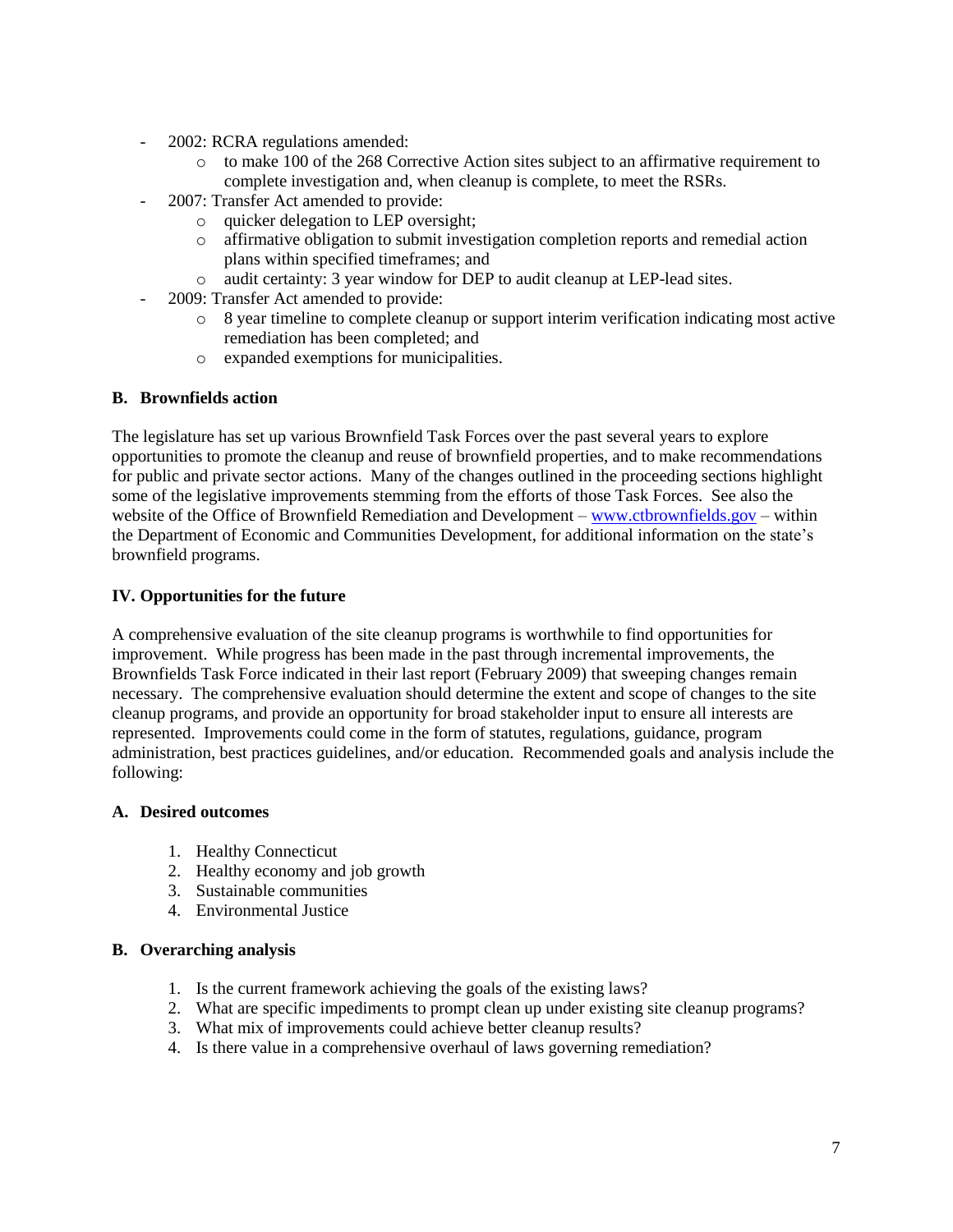- 2002: RCRA regulations amended:
    - to make 100 of the 268 Corrective Action sites subject to an affirmative requirement to complete investigation and, when cleanup is complete, to meet the RSRs.
- 2007: Transfer Act amended to provide:
    - quicker delegation to LEP oversight;
    - affirmative obligation to submit investigation completion reports and remedial action plans within specified timeframes; and
    - audit certainty: 3 year window for DEP to audit cleanup at LEP-lead sites.
- 2009: Transfer Act amended to provide:
    - 8 year timeline to complete cleanup or support interim verification indicating most active remediation has been completed; and
    - expanded exemptions for municipalities.

**B. Brownfields action**

The legislature has set up various Brownfield Task Forces over the past several years to explore opportunities to promote the cleanup and reuse of brownfield properties, and to make recommendations for public and private sector actions. Many of the changes outlined in the proceeding sections highlight some of the legislative improvements stemming from the efforts of those Task Forces. See also the website of the Office of Brownfield Remediation and Development – [www.ctbrownfields.gov](http://www.ctbrownfields.gov) – within the Department of Economic and Communities Development, for additional information on the state's brownfield programs.

## IV. Opportunities for the future

A comprehensive evaluation of the site cleanup programs is worthwhile to find opportunities for improvement. While progress has been made in the past through incremental improvements, the Brownfields Task Force indicated in their last report (February 2009) that sweeping changes remain necessary. The comprehensive evaluation should determine the extent and scope of changes to the site cleanup programs, and provide an opportunity for broad stakeholder input to ensure all interests are represented. Improvements could come in the form of statutes, regulations, guidance, program administration, best practices guidelines, and/or education. Recommended goals and analysis include the following:

**A. Desired outcomes**

1. Healthy Connecticut
2. Healthy economy and job growth
3. Sustainable communities
4. Environmental Justice

**B. Overarching analysis**

1. Is the current framework achieving the goals of the existing laws?
2. What are specific impediments to prompt clean up under existing site cleanup programs?
3. What mix of improvements could achieve better cleanup results?
4. Is there value in a comprehensive overhaul of laws governing remediation?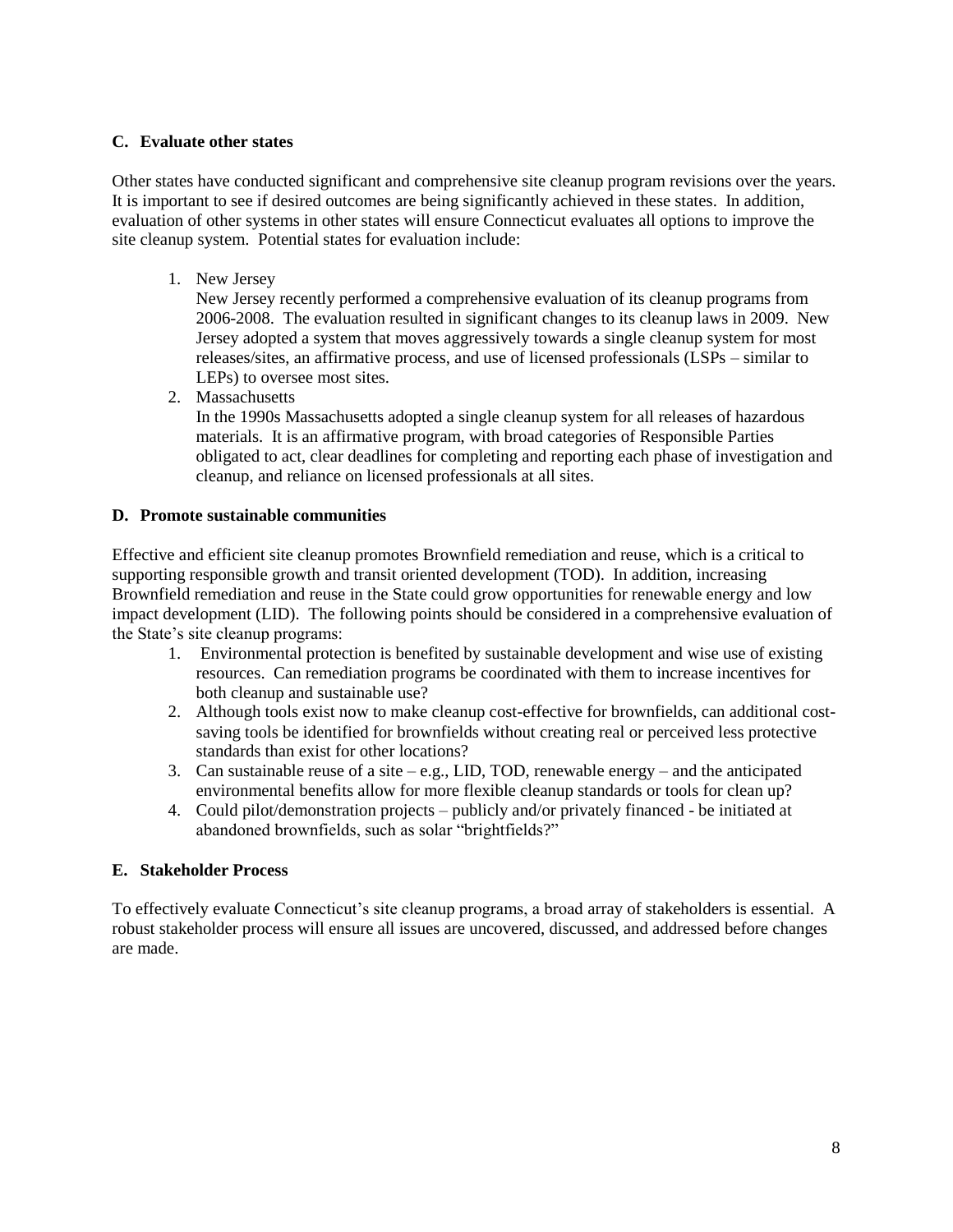**C. Evaluate other states**

Other states have conducted significant and comprehensive site cleanup program revisions over the years. It is important to see if desired outcomes are being significantly achieved in these states. In addition, evaluation of other systems in other states will ensure Connecticut evaluates all options to improve the site cleanup system. Potential states for evaluation include:

1. New Jersey
   New Jersey recently performed a comprehensive evaluation of its cleanup programs from 2006-2008. The evaluation resulted in significant changes to its cleanup laws in 2009. New Jersey adopted a system that moves aggressively towards a single cleanup system for most releases/sites, an affirmative process, and use of licensed professionals (LSPs – similar to LEPs) to oversee most sites.
2. Massachusetts
   In the 1990s Massachusetts adopted a single cleanup system for all releases of hazardous materials. It is an affirmative program, with broad categories of Responsible Parties obligated to act, clear deadlines for completing and reporting each phase of investigation and cleanup, and reliance on licensed professionals at all sites.

**D. Promote sustainable communities**

Effective and efficient site cleanup promotes Brownfield remediation and reuse, which is a critical to supporting responsible growth and transit oriented development (TOD). In addition, increasing Brownfield remediation and reuse in the State could grow opportunities for renewable energy and low impact development (LID). The following points should be considered in a comprehensive evaluation of the State's site cleanup programs:

1. Environmental protection is benefited by sustainable development and wise use of existing resources. Can remediation programs be coordinated with them to increase incentives for both cleanup and sustainable use?
2. Although tools exist now to make cleanup cost-effective for brownfields, can additional cost-saving tools be identified for brownfields without creating real or perceived less protective standards than exist for other locations?
3. Can sustainable reuse of a site – e.g., LID, TOD, renewable energy – and the anticipated environmental benefits allow for more flexible cleanup standards or tools for clean up?
4. Could pilot/demonstration projects – publicly and/or privately financed - be initiated at abandoned brownfields, such as solar "brightfields?"

**E. Stakeholder Process**

To effectively evaluate Connecticut's site cleanup programs, a broad array of stakeholders is essential. A robust stakeholder process will ensure all issues are uncovered, discussed, and addressed before changes are made.